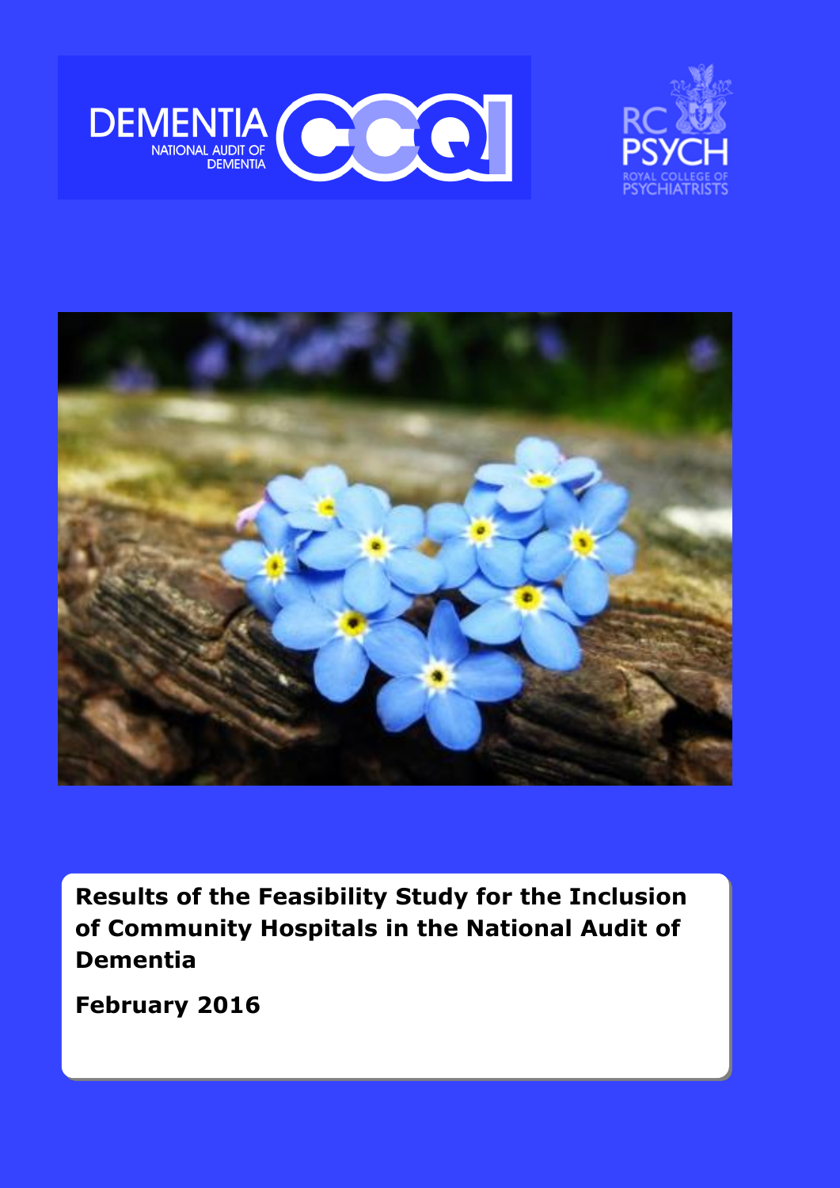DEMENTIA NATIONAL AUDIT OF DEMENTIA CCQI

RC PSYCH ROYAL COLLEGE OF PSYCHIATRISTS

# Results of the Feasibility Study for the Inclusion of Community Hospitals in the National Audit of Dementia

**February 2016**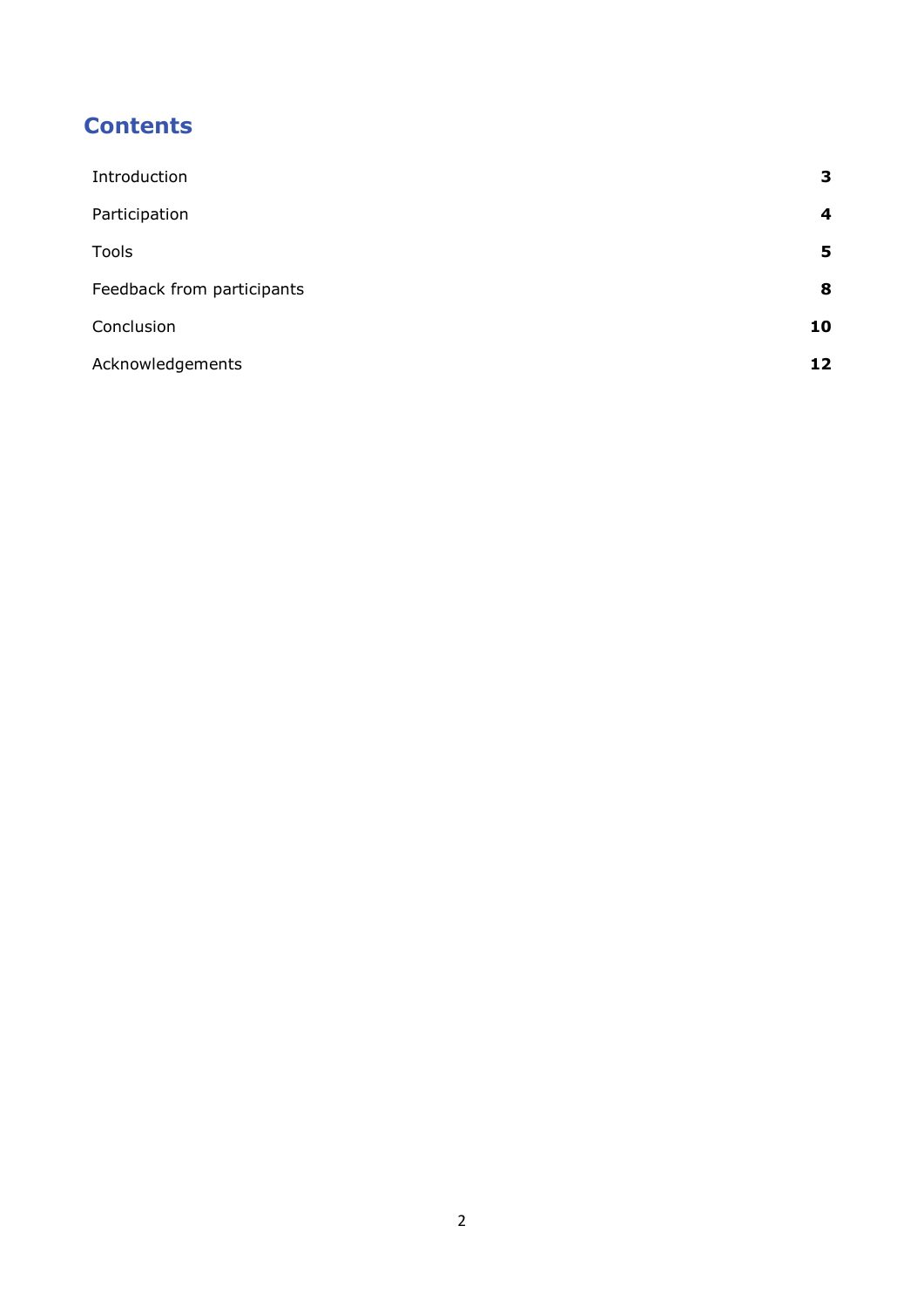# Contents

| | |
|---|---|
| Introduction | **3** |
| Participation | **4** |
| Tools | **5** |
| Feedback from participants | **8** |
| Conclusion | **10** |
| Acknowledgements | **12** |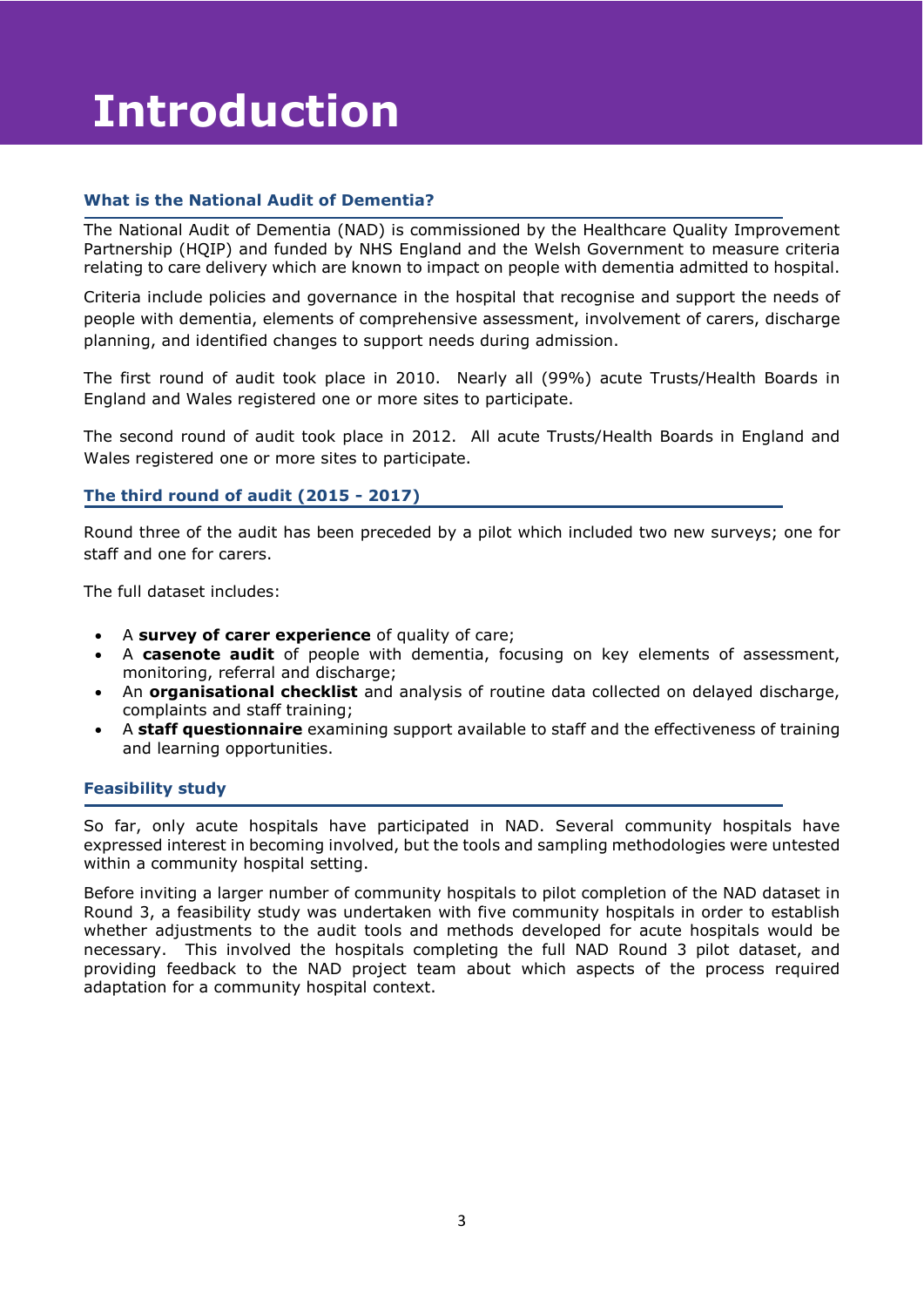# Introduction

## What is the National Audit of Dementia?

The National Audit of Dementia (NAD) is commissioned by the Healthcare Quality Improvement Partnership (HQIP) and funded by NHS England and the Welsh Government to measure criteria relating to care delivery which are known to impact on people with dementia admitted to hospital.

Criteria include policies and governance in the hospital that recognise and support the needs of people with dementia, elements of comprehensive assessment, involvement of carers, discharge planning, and identified changes to support needs during admission.

The first round of audit took place in 2010. Nearly all (99%) acute Trusts/Health Boards in England and Wales registered one or more sites to participate.

The second round of audit took place in 2012. All acute Trusts/Health Boards in England and Wales registered one or more sites to participate.

## The third round of audit (2015 - 2017)

Round three of the audit has been preceded by a pilot which included two new surveys; one for staff and one for carers.

The full dataset includes:

- A **survey of carer experience** of quality of care;
- A **casenote audit** of people with dementia, focusing on key elements of assessment, monitoring, referral and discharge;
- An **organisational checklist** and analysis of routine data collected on delayed discharge, complaints and staff training;
- A **staff questionnaire** examining support available to staff and the effectiveness of training and learning opportunities.

## Feasibility study

So far, only acute hospitals have participated in NAD. Several community hospitals have expressed interest in becoming involved, but the tools and sampling methodologies were untested within a community hospital setting.

Before inviting a larger number of community hospitals to pilot completion of the NAD dataset in Round 3, a feasibility study was undertaken with five community hospitals in order to establish whether adjustments to the audit tools and methods developed for acute hospitals would be necessary. This involved the hospitals completing the full NAD Round 3 pilot dataset, and providing feedback to the NAD project team about which aspects of the process required adaptation for a community hospital context.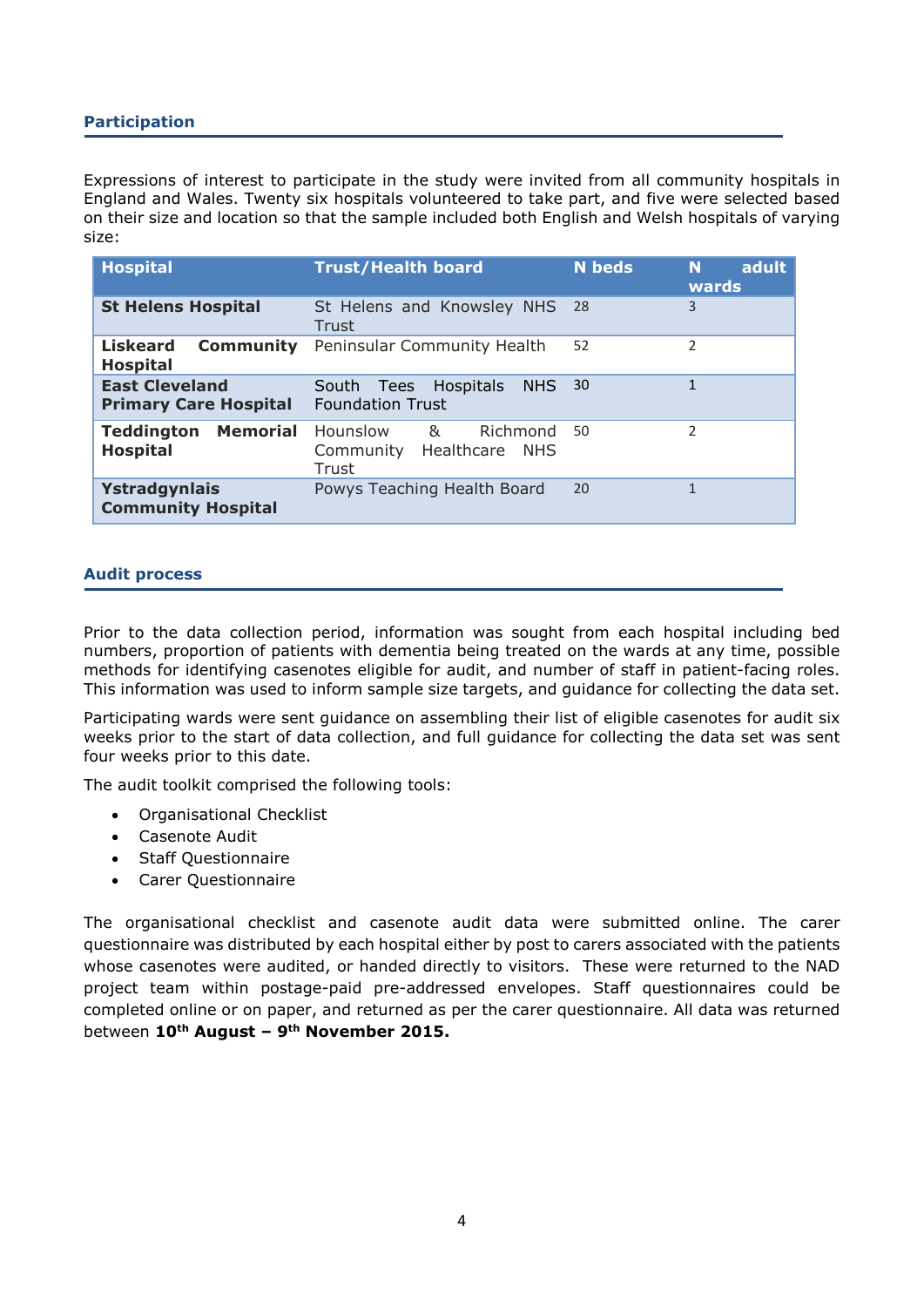## Participation

Expressions of interest to participate in the study were invited from all community hospitals in England and Wales. Twenty six hospitals volunteered to take part, and five were selected based on their size and location so that the sample included both English and Welsh hospitals of varying size:

| Hospital | Trust/Health board | N beds | N adult wards |
|---|---|---|---|
| **St Helens Hospital** | St Helens and Knowsley NHS Trust | 28 | 3 |
| **Liskeard Community Hospital** | Peninsular Community Health | 52 | 2 |
| **East Cleveland Primary Care Hospital** | South Tees Hospitals NHS Foundation Trust | 30 | 1 |
| **Teddington Memorial Hospital** | Hounslow & Richmond Community Healthcare NHS Trust | 50 | 2 |
| **Ystradgynlais Community Hospital** | Powys Teaching Health Board | 20 | 1 |

## Audit process

Prior to the data collection period, information was sought from each hospital including bed numbers, proportion of patients with dementia being treated on the wards at any time, possible methods for identifying casenotes eligible for audit, and number of staff in patient-facing roles. This information was used to inform sample size targets, and guidance for collecting the data set.

Participating wards were sent guidance on assembling their list of eligible casenotes for audit six weeks prior to the start of data collection, and full guidance for collecting the data set was sent four weeks prior to this date.

The audit toolkit comprised the following tools:

- Organisational Checklist
- Casenote Audit
- Staff Questionnaire
- Carer Questionnaire

The organisational checklist and casenote audit data were submitted online. The carer questionnaire was distributed by each hospital either by post to carers associated with the patients whose casenotes were audited, or handed directly to visitors. These were returned to the NAD project team within postage-paid pre-addressed envelopes. Staff questionnaires could be completed online or on paper, and returned as per the carer questionnaire. All data was returned between **10th August – 9th November 2015.**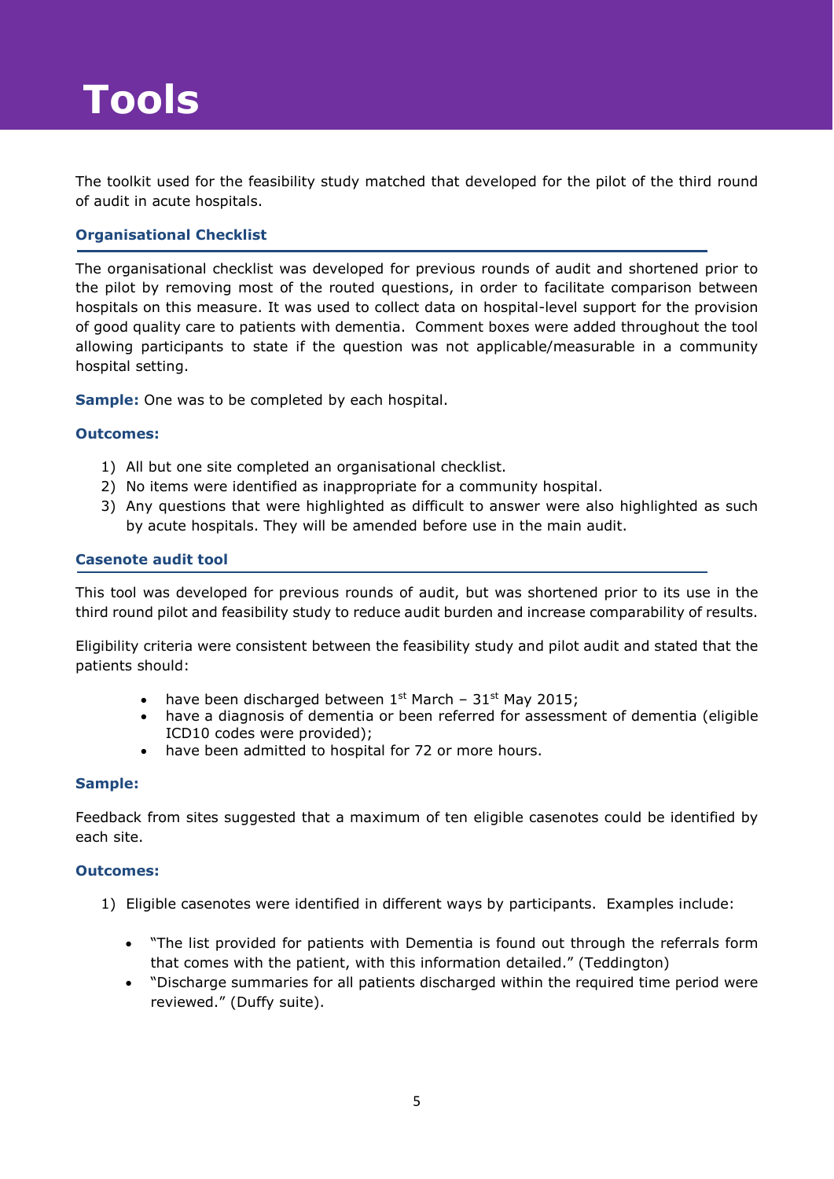# Tools

The toolkit used for the feasibility study matched that developed for the pilot of the third round of audit in acute hospitals.

### Organisational Checklist

The organisational checklist was developed for previous rounds of audit and shortened prior to the pilot by removing most of the routed questions, in order to facilitate comparison between hospitals on this measure. It was used to collect data on hospital-level support for the provision of good quality care to patients with dementia. Comment boxes were added throughout the tool allowing participants to state if the question was not applicable/measurable in a community hospital setting.

**Sample:** One was to be completed by each hospital.

**Outcomes:**

1) All but one site completed an organisational checklist.
2) No items were identified as inappropriate for a community hospital.
3) Any questions that were highlighted as difficult to answer were also highlighted as such by acute hospitals. They will be amended before use in the main audit.

### Casenote audit tool

This tool was developed for previous rounds of audit, but was shortened prior to its use in the third round pilot and feasibility study to reduce audit burden and increase comparability of results.

Eligibility criteria were consistent between the feasibility study and pilot audit and stated that the patients should:

- have been discharged between 1st March – 31st May 2015;
- have a diagnosis of dementia or been referred for assessment of dementia (eligible ICD10 codes were provided);
- have been admitted to hospital for 72 or more hours.

**Sample:**

Feedback from sites suggested that a maximum of ten eligible casenotes could be identified by each site.

**Outcomes:**

1) Eligible casenotes were identified in different ways by participants. Examples include:

   - "The list provided for patients with Dementia is found out through the referrals form that comes with the patient, with this information detailed." (Teddington)
   - "Discharge summaries for all patients discharged within the required time period were reviewed." (Duffy suite).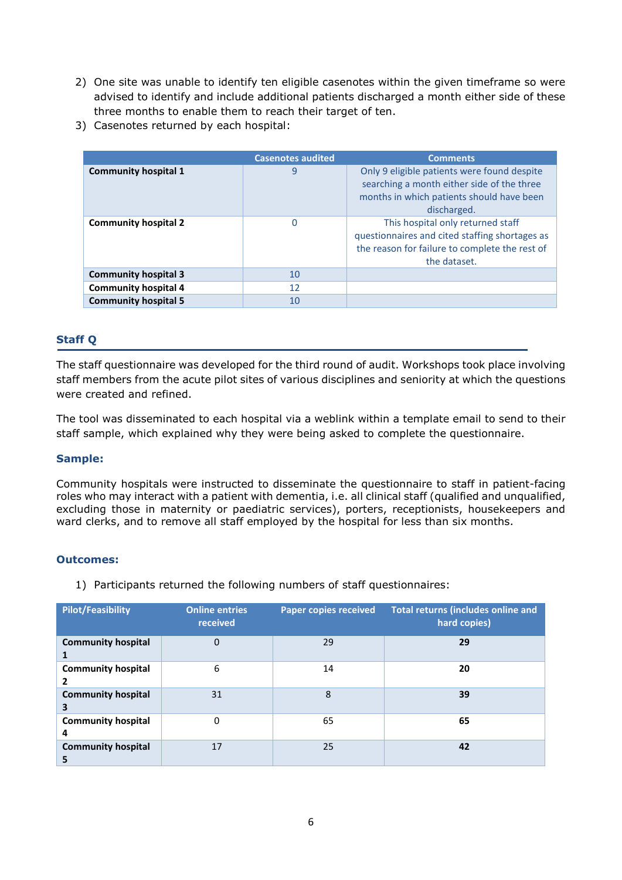2) One site was unable to identify ten eligible casenotes within the given timeframe so were advised to identify and include additional patients discharged a month either side of these three months to enable them to reach their target of ten.
3) Casenotes returned by each hospital:

| | Casenotes audited | Comments |
|---|---|---|
| **Community hospital 1** | 9 | Only 9 eligible patients were found despite searching a month either side of the three months in which patients should have been discharged. |
| **Community hospital 2** | 0 | This hospital only returned staff questionnaires and cited staffing shortages as the reason for failure to complete the rest of the dataset. |
| **Community hospital 3** | 10 | |
| **Community hospital 4** | 12 | |
| **Community hospital 5** | 10 | |

## Staff Q

The staff questionnaire was developed for the third round of audit. Workshops took place involving staff members from the acute pilot sites of various disciplines and seniority at which the questions were created and refined.

The tool was disseminated to each hospital via a weblink within a template email to send to their staff sample, which explained why they were being asked to complete the questionnaire.

### Sample:

Community hospitals were instructed to disseminate the questionnaire to staff in patient-facing roles who may interact with a patient with dementia, i.e. all clinical staff (qualified and unqualified, excluding those in maternity or paediatric services), porters, receptionists, housekeepers and ward clerks, and to remove all staff employed by the hospital for less than six months.

### Outcomes:

1) Participants returned the following numbers of staff questionnaires:

| Pilot/Feasibility | Online entries received | Paper copies received | Total returns (includes online and hard copies) |
|---|---|---|---|
| **Community hospital 1** | 0 | 29 | **29** |
| **Community hospital 2** | 6 | 14 | **20** |
| **Community hospital 3** | 31 | 8 | **39** |
| **Community hospital 4** | 0 | 65 | **65** |
| **Community hospital 5** | 17 | 25 | **42** |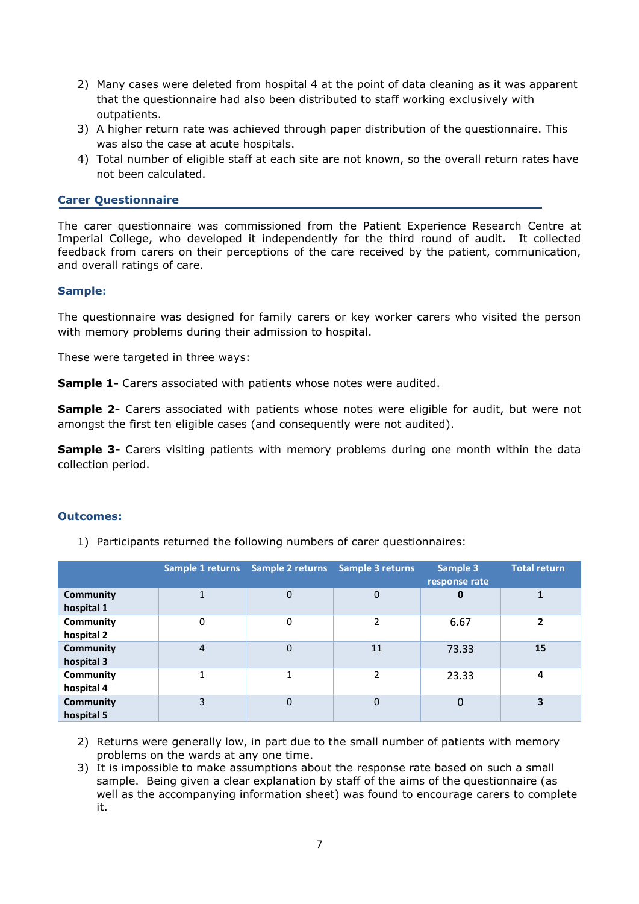2) Many cases were deleted from hospital 4 at the point of data cleaning as it was apparent that the questionnaire had also been distributed to staff working exclusively with outpatients.
3) A higher return rate was achieved through paper distribution of the questionnaire. This was also the case at acute hospitals.
4) Total number of eligible staff at each site are not known, so the overall return rates have not been calculated.

## Carer Questionnaire

The carer questionnaire was commissioned from the Patient Experience Research Centre at Imperial College, who developed it independently for the third round of audit. It collected feedback from carers on their perceptions of the care received by the patient, communication, and overall ratings of care.

### Sample:

The questionnaire was designed for family carers or key worker carers who visited the person with memory problems during their admission to hospital.

These were targeted in three ways:

**Sample 1-** Carers associated with patients whose notes were audited.

**Sample 2-** Carers associated with patients whose notes were eligible for audit, but were not amongst the first ten eligible cases (and consequently were not audited).

**Sample 3-** Carers visiting patients with memory problems during one month within the data collection period.

### Outcomes:

1) Participants returned the following numbers of carer questionnaires:

| | Sample 1 returns | Sample 2 returns | Sample 3 returns | Sample 3 response rate | Total return |
|---|---|---|---|---|---|
| **Community hospital 1** | 1 | 0 | 0 | **0** | **1** |
| **Community hospital 2** | 0 | 0 | 2 | 6.67 | **2** |
| **Community hospital 3** | 4 | 0 | 11 | 73.33 | **15** |
| **Community hospital 4** | 1 | 1 | 2 | 23.33 | **4** |
| **Community hospital 5** | 3 | 0 | 0 | 0 | **3** |

2) Returns were generally low, in part due to the small number of patients with memory problems on the wards at any one time.
3) It is impossible to make assumptions about the response rate based on such a small sample. Being given a clear explanation by staff of the aims of the questionnaire (as well as the accompanying information sheet) was found to encourage carers to complete it.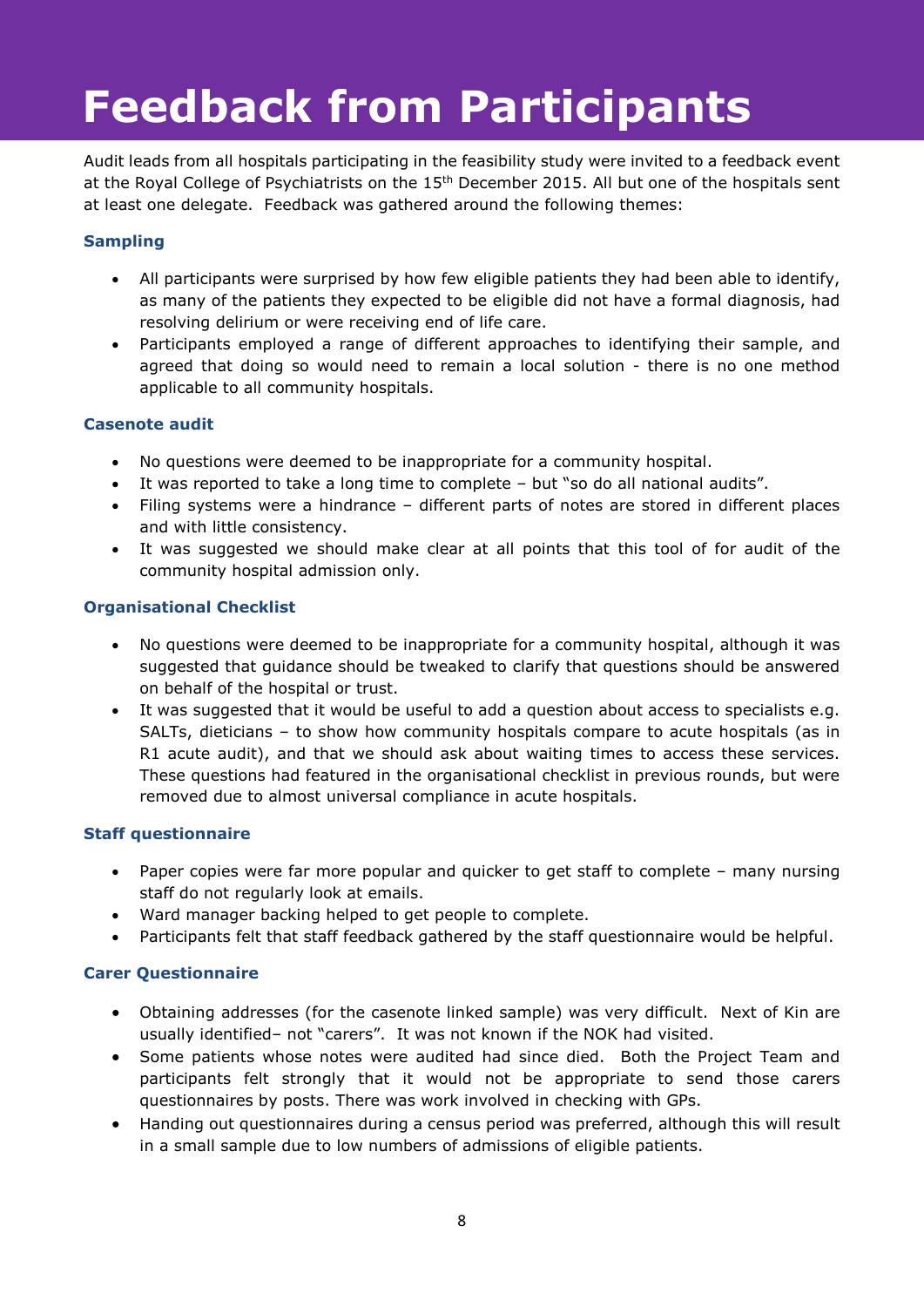# Feedback from Participants

Audit leads from all hospitals participating in the feasibility study were invited to a feedback event at the Royal College of Psychiatrists on the 15th December 2015. All but one of the hospitals sent at least one delegate. Feedback was gathered around the following themes:

### Sampling

- All participants were surprised by how few eligible patients they had been able to identify, as many of the patients they expected to be eligible did not have a formal diagnosis, had resolving delirium or were receiving end of life care.
- Participants employed a range of different approaches to identifying their sample, and agreed that doing so would need to remain a local solution - there is no one method applicable to all community hospitals.

### Casenote audit

- No questions were deemed to be inappropriate for a community hospital.
- It was reported to take a long time to complete – but "so do all national audits".
- Filing systems were a hindrance – different parts of notes are stored in different places and with little consistency.
- It was suggested we should make clear at all points that this tool of for audit of the community hospital admission only.

### Organisational Checklist

- No questions were deemed to be inappropriate for a community hospital, although it was suggested that guidance should be tweaked to clarify that questions should be answered on behalf of the hospital or trust.
- It was suggested that it would be useful to add a question about access to specialists e.g. SALTs, dieticians – to show how community hospitals compare to acute hospitals (as in R1 acute audit), and that we should ask about waiting times to access these services. These questions had featured in the organisational checklist in previous rounds, but were removed due to almost universal compliance in acute hospitals.

### Staff questionnaire

- Paper copies were far more popular and quicker to get staff to complete – many nursing staff do not regularly look at emails.
- Ward manager backing helped to get people to complete.
- Participants felt that staff feedback gathered by the staff questionnaire would be helpful.

### Carer Questionnaire

- Obtaining addresses (for the casenote linked sample) was very difficult. Next of Kin are usually identified– not "carers". It was not known if the NOK had visited.
- Some patients whose notes were audited had since died. Both the Project Team and participants felt strongly that it would not be appropriate to send those carers questionnaires by posts. There was work involved in checking with GPs.
- Handing out questionnaires during a census period was preferred, although this will result in a small sample due to low numbers of admissions of eligible patients.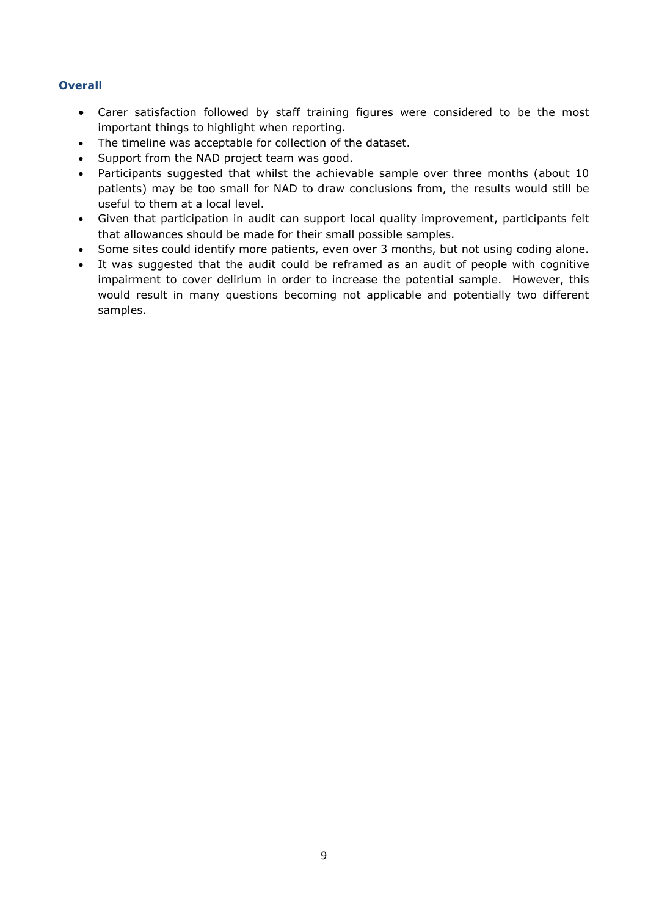### Overall

- Carer satisfaction followed by staff training figures were considered to be the most important things to highlight when reporting.
- The timeline was acceptable for collection of the dataset.
- Support from the NAD project team was good.
- Participants suggested that whilst the achievable sample over three months (about 10 patients) may be too small for NAD to draw conclusions from, the results would still be useful to them at a local level.
- Given that participation in audit can support local quality improvement, participants felt that allowances should be made for their small possible samples.
- Some sites could identify more patients, even over 3 months, but not using coding alone.
- It was suggested that the audit could be reframed as an audit of people with cognitive impairment to cover delirium in order to increase the potential sample. However, this would result in many questions becoming not applicable and potentially two different samples.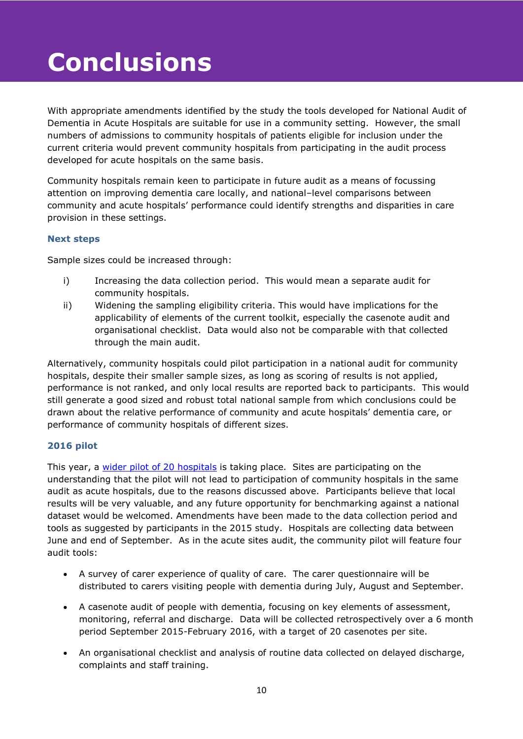# Conclusions

With appropriate amendments identified by the study the tools developed for National Audit of Dementia in Acute Hospitals are suitable for use in a community setting. However, the small numbers of admissions to community hospitals of patients eligible for inclusion under the current criteria would prevent community hospitals from participating in the audit process developed for acute hospitals on the same basis.

Community hospitals remain keen to participate in future audit as a means of focussing attention on improving dementia care locally, and national–level comparisons between community and acute hospitals' performance could identify strengths and disparities in care provision in these settings.

### Next steps

Sample sizes could be increased through:

i) Increasing the data collection period. This would mean a separate audit for community hospitals.

ii) Widening the sampling eligibility criteria. This would have implications for the applicability of elements of the current toolkit, especially the casenote audit and organisational checklist. Data would also not be comparable with that collected through the main audit.

Alternatively, community hospitals could pilot participation in a national audit for community hospitals, despite their smaller sample sizes, as long as scoring of results is not applied, performance is not ranked, and only local results are reported back to participants. This would still generate a good sized and robust total national sample from which conclusions could be drawn about the relative performance of community and acute hospitals' dementia care, or performance of community hospitals of different sizes.

### 2016 pilot

This year, a wider pilot of 20 hospitals is taking place. Sites are participating on the understanding that the pilot will not lead to participation of community hospitals in the same audit as acute hospitals, due to the reasons discussed above. Participants believe that local results will be very valuable, and any future opportunity for benchmarking against a national dataset would be welcomed. Amendments have been made to the data collection period and tools as suggested by participants in the 2015 study. Hospitals are collecting data between June and end of September. As in the acute sites audit, the community pilot will feature four audit tools:

- A survey of carer experience of quality of care. The carer questionnaire will be distributed to carers visiting people with dementia during July, August and September.
- A casenote audit of people with dementia, focusing on key elements of assessment, monitoring, referral and discharge. Data will be collected retrospectively over a 6 month period September 2015-February 2016, with a target of 20 casenotes per site.
- An organisational checklist and analysis of routine data collected on delayed discharge, complaints and staff training.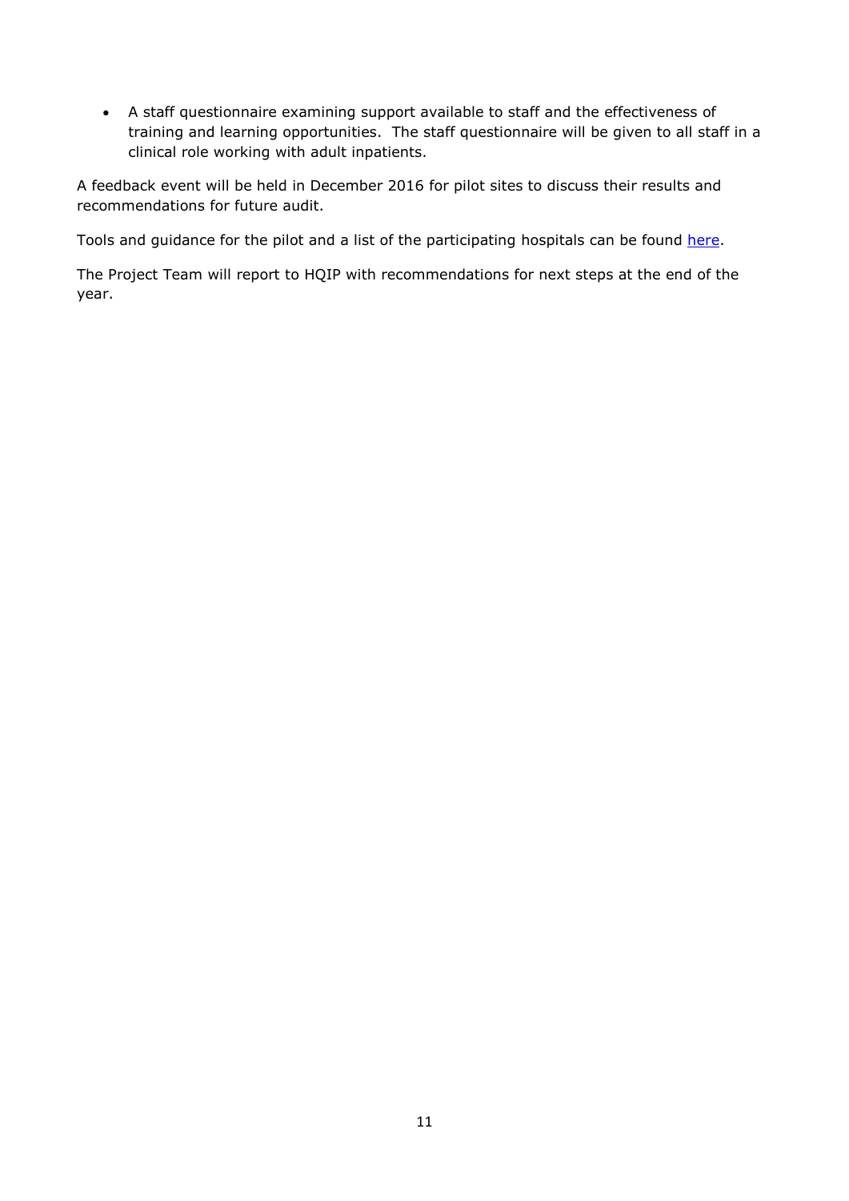- A staff questionnaire examining support available to staff and the effectiveness of training and learning opportunities. The staff questionnaire will be given to all staff in a clinical role working with adult inpatients.

A feedback event will be held in December 2016 for pilot sites to discuss their results and recommendations for future audit.

Tools and guidance for the pilot and a list of the participating hospitals can be found here.

The Project Team will report to HQIP with recommendations for next steps at the end of the year.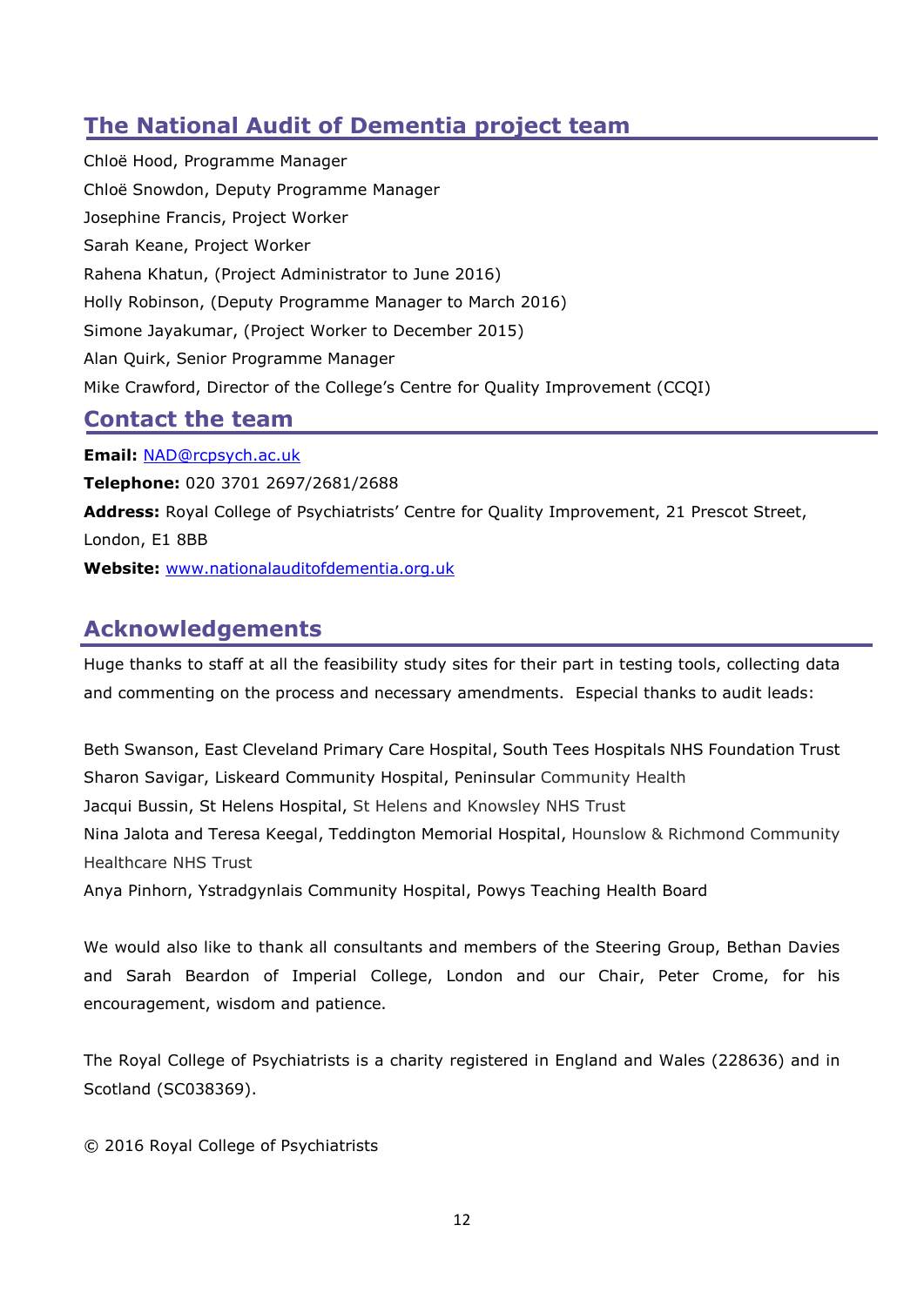## The National Audit of Dementia project team

Chloë Hood, Programme Manager

Chloë Snowdon, Deputy Programme Manager

Josephine Francis, Project Worker

Sarah Keane, Project Worker

Rahena Khatun, (Project Administrator to June 2016)

Holly Robinson, (Deputy Programme Manager to March 2016)

Simone Jayakumar, (Project Worker to December 2015)

Alan Quirk, Senior Programme Manager

Mike Crawford, Director of the College's Centre for Quality Improvement (CCQI)

## Contact the team

**Email:** NAD@rcpsych.ac.uk

**Telephone:** 020 3701 2697/2681/2688

**Address:** Royal College of Psychiatrists' Centre for Quality Improvement, 21 Prescot Street, London, E1 8BB

**Website:** www.nationalauditofdementia.org.uk

## Acknowledgements

Huge thanks to staff at all the feasibility study sites for their part in testing tools, collecting data and commenting on the process and necessary amendments. Especial thanks to audit leads:

Beth Swanson, East Cleveland Primary Care Hospital, South Tees Hospitals NHS Foundation Trust
Sharon Savigar, Liskeard Community Hospital, Peninsular Community Health
Jacqui Bussin, St Helens Hospital, St Helens and Knowsley NHS Trust
Nina Jalota and Teresa Keegal, Teddington Memorial Hospital, Hounslow & Richmond Community Healthcare NHS Trust
Anya Pinhorn, Ystradgynlais Community Hospital, Powys Teaching Health Board

We would also like to thank all consultants and members of the Steering Group, Bethan Davies and Sarah Beardon of Imperial College, London and our Chair, Peter Crome, for his encouragement, wisdom and patience.

The Royal College of Psychiatrists is a charity registered in England and Wales (228636) and in Scotland (SC038369).

© 2016 Royal College of Psychiatrists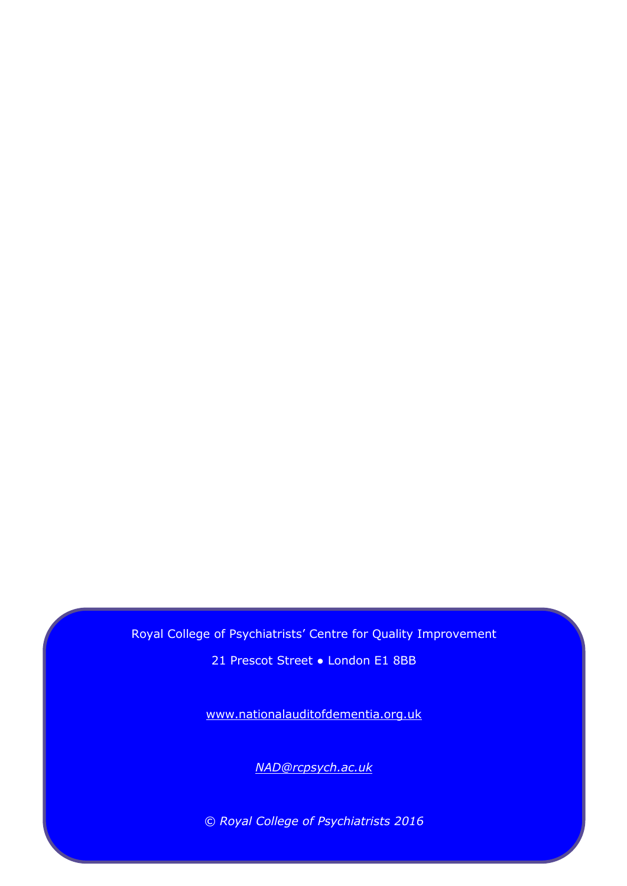Royal College of Psychiatrists' Centre for Quality Improvement

21 Prescot Street • London E1 8BB

www.nationalauditofdementia.org.uk

*NAD@rcpsych.ac.uk*

*© Royal College of Psychiatrists 2016*